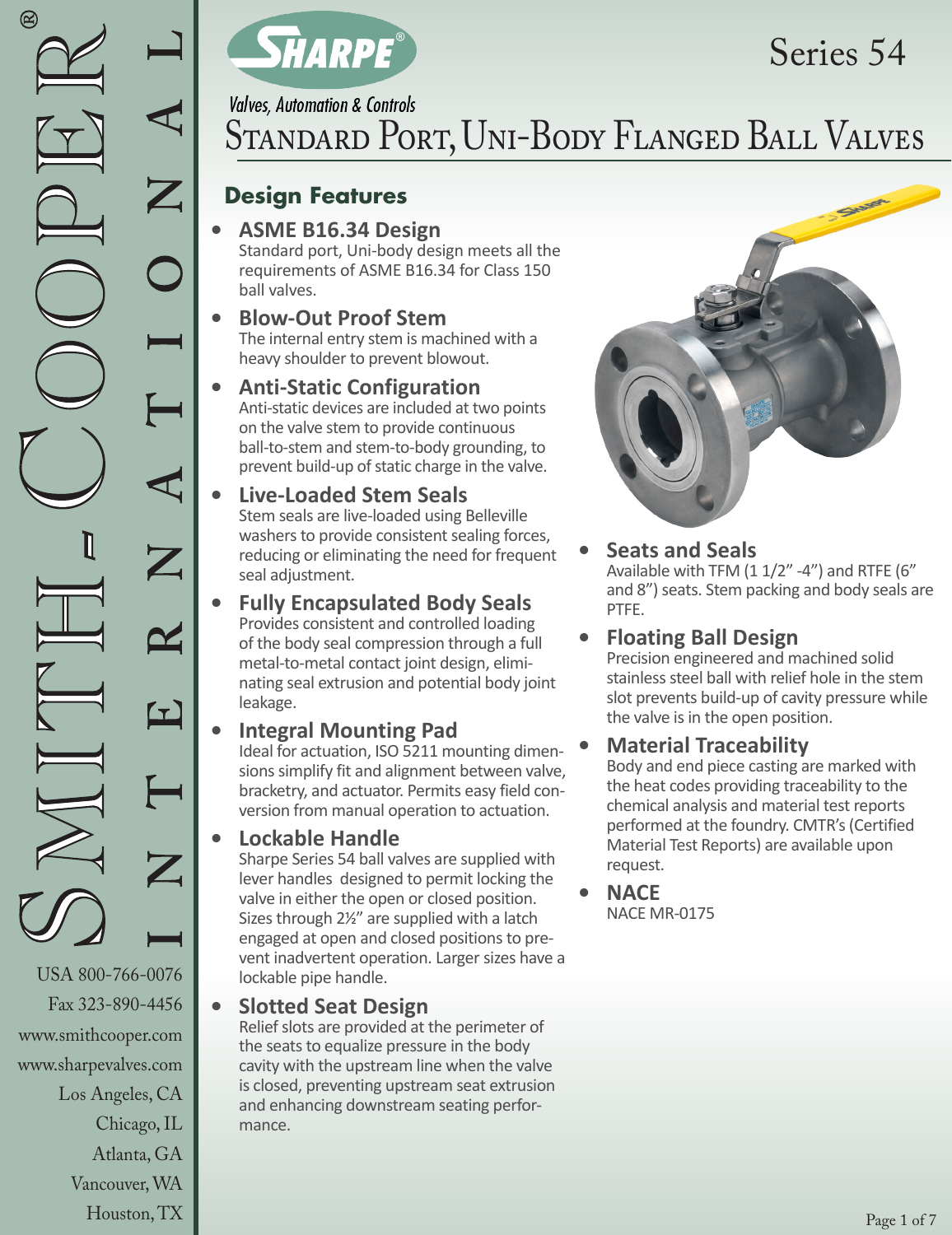# Series 54

SHARPE®

*Valves, Automation & Controls*

# Standard Port, Uni-Body Flanged Ball Valves

## Design Features

- **ASME B16.34 Design**
  Standard port, Uni-body design meets all the requirements of ASME B16.34 for Class 150 ball valves.
- **Blow-Out Proof Stem**
  The internal entry stem is machined with a heavy shoulder to prevent blowout.
- **Anti-Static Configuration**
  Anti-static devices are included at two points on the valve stem to provide continuous ball-to-stem and stem-to-body grounding, to prevent build-up of static charge in the valve.
- **Live-Loaded Stem Seals**
  Stem seals are live-loaded using Belleville washers to provide consistent sealing forces, reducing or eliminating the need for frequent seal adjustment.
- **Fully Encapsulated Body Seals**
  Provides consistent and controlled loading of the body seal compression through a full metal-to-metal contact joint design, eliminating seal extrusion and potential body joint leakage.
- **Integral Mounting Pad**
  Ideal for actuation, ISO 5211 mounting dimensions simplify fit and alignment between valve, bracketry, and actuator. Permits easy field conversion from manual operation to actuation.
- **Lockable Handle**
  Sharpe Series 54 ball valves are supplied with lever handles designed to permit locking the valve in either the open or closed position. Sizes through 2½" are supplied with a latch engaged at open and closed positions to prevent inadvertent operation. Larger sizes have a lockable pipe handle.
- **Slotted Seat Design**
  Relief slots are provided at the perimeter of the seats to equalize pressure in the body cavity with the upstream line when the valve is closed, preventing upstream seat extrusion and enhancing downstream seating performance.
- **Seats and Seals**
  Available with TFM (1 1/2" -4") and RTFE (6" and 8") seats. Stem packing and body seals are PTFE.
- **Floating Ball Design**
  Precision engineered and machined solid stainless steel ball with relief hole in the stem slot prevents build-up of cavity pressure while the valve is in the open position.
- **Material Traceability**
  Body and end piece casting are marked with the heat codes providing traceability to the chemical analysis and material test reports performed at the foundry. CMTR's (Certified Material Test Reports) are available upon request.
- **NACE**
  NACE MR-0175

SMITH-COOPER® INTERNATIONAL

USA 800-766-0076
Fax 323-890-4456
www.smithcooper.com
www.sharpevalves.com
Los Angeles, CA
Chicago, IL
Atlanta, GA
Vancouver, WA
Houston, TX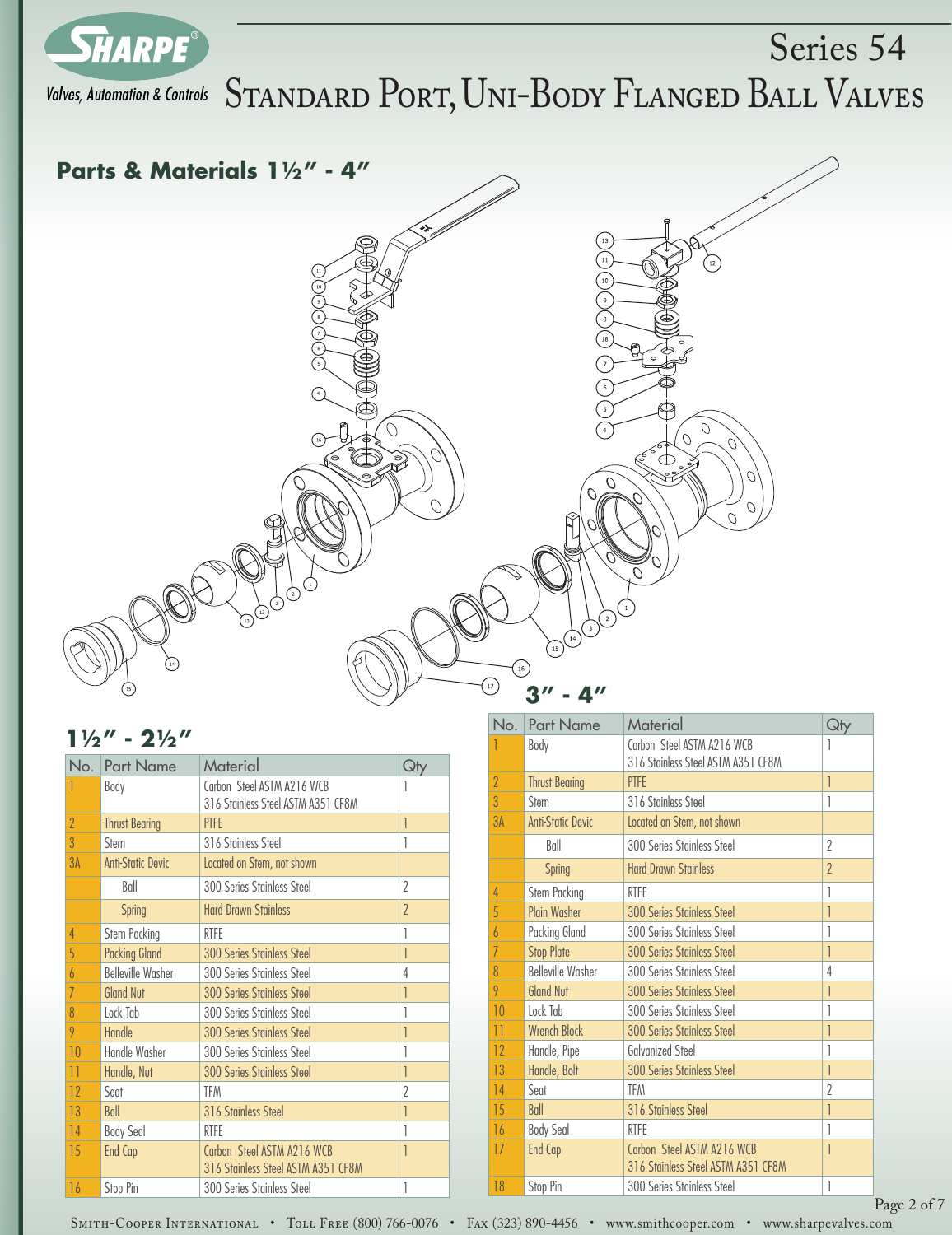# Series 54

# Standard Port, Uni-Body Flanged Ball Valves

## Parts & Materials 1½" - 4"

### 1½" - 2½"

| No. | Part Name | Material | Qty |
|---|---|---|---|
| 1 | Body | Carbon Steel ASTM A216 WCB<br>316 Stainless Steel ASTM A351 CF8M | 1 |
| 2 | Thrust Bearing | PTFE | 1 |
| 3 | Stem | 316 Stainless Steel | 1 |
| 3A | Anti-Static Devic | Located on Stem, not shown | |
| | Ball | 300 Series Stainless Steel | 2 |
| | Spring | Hard Drawn Stainless | 2 |
| 4 | Stem Packing | RTFE | 1 |
| 5 | Packing Gland | 300 Series Stainless Steel | 1 |
| 6 | Belleville Washer | 300 Series Stainless Steel | 4 |
| 7 | Gland Nut | 300 Series Stainless Steel | 1 |
| 8 | Lock Tab | 300 Series Stainless Steel | 1 |
| 9 | Handle | 300 Series Stainless Steel | 1 |
| 10 | Handle Washer | 300 Series Stainless Steel | 1 |
| 11 | Handle, Nut | 300 Series Stainless Steel | 1 |
| 12 | Seat | TFM | 2 |
| 13 | Ball | 316 Stainless Steel | 1 |
| 14 | Body Seal | RTFE | 1 |
| 15 | End Cap | Carbon Steel ASTM A216 WCB<br>316 Stainless Steel ASTM A351 CF8M | 1 |
| 16 | Stop Pin | 300 Series Stainless Steel | 1 |

### 3" - 4"

| No. | Part Name | Material | Qty |
|---|---|---|---|
| 1 | Body | Carbon Steel ASTM A216 WCB<br>316 Stainless Steel ASTM A351 CF8M | 1 |
| 2 | Thrust Bearing | PTFE | 1 |
| 3 | Stem | 316 Stainless Steel | 1 |
| 3A | Anti-Static Devic | Located on Stem, not shown | |
| | Ball | 300 Series Stainless Steel | 2 |
| | Spring | Hard Drawn Stainless | 2 |
| 4 | Stem Packing | RTFE | 1 |
| 5 | Plain Washer | 300 Series Stainless Steel | 1 |
| 6 | Packing Gland | 300 Series Stainless Steel | 1 |
| 7 | Stop Plate | 300 Series Stainless Steel | 1 |
| 8 | Belleville Washer | 300 Series Stainless Steel | 4 |
| 9 | Gland Nut | 300 Series Stainless Steel | 1 |
| 10 | Lock Tab | 300 Series Stainless Steel | 1 |
| 11 | Wrench Block | 300 Series Stainless Steel | 1 |
| 12 | Handle, Pipe | Galvanized Steel | 1 |
| 13 | Handle, Bolt | 300 Series Stainless Steel | 1 |
| 14 | Seat | TFM | 2 |
| 15 | Ball | 316 Stainless Steel | 1 |
| 16 | Body Seal | RTFE | 1 |
| 17 | End Cap | Carbon Steel ASTM A216 WCB<br>316 Stainless Steel ASTM A351 CF8M | 1 |
| 18 | Stop Pin | 300 Series Stainless Steel | 1 |

Smith-Cooper International • Toll Free (800) 766-0076 • Fax (323) 890-4456 • www.smithcooper.com • www.sharpevalves.com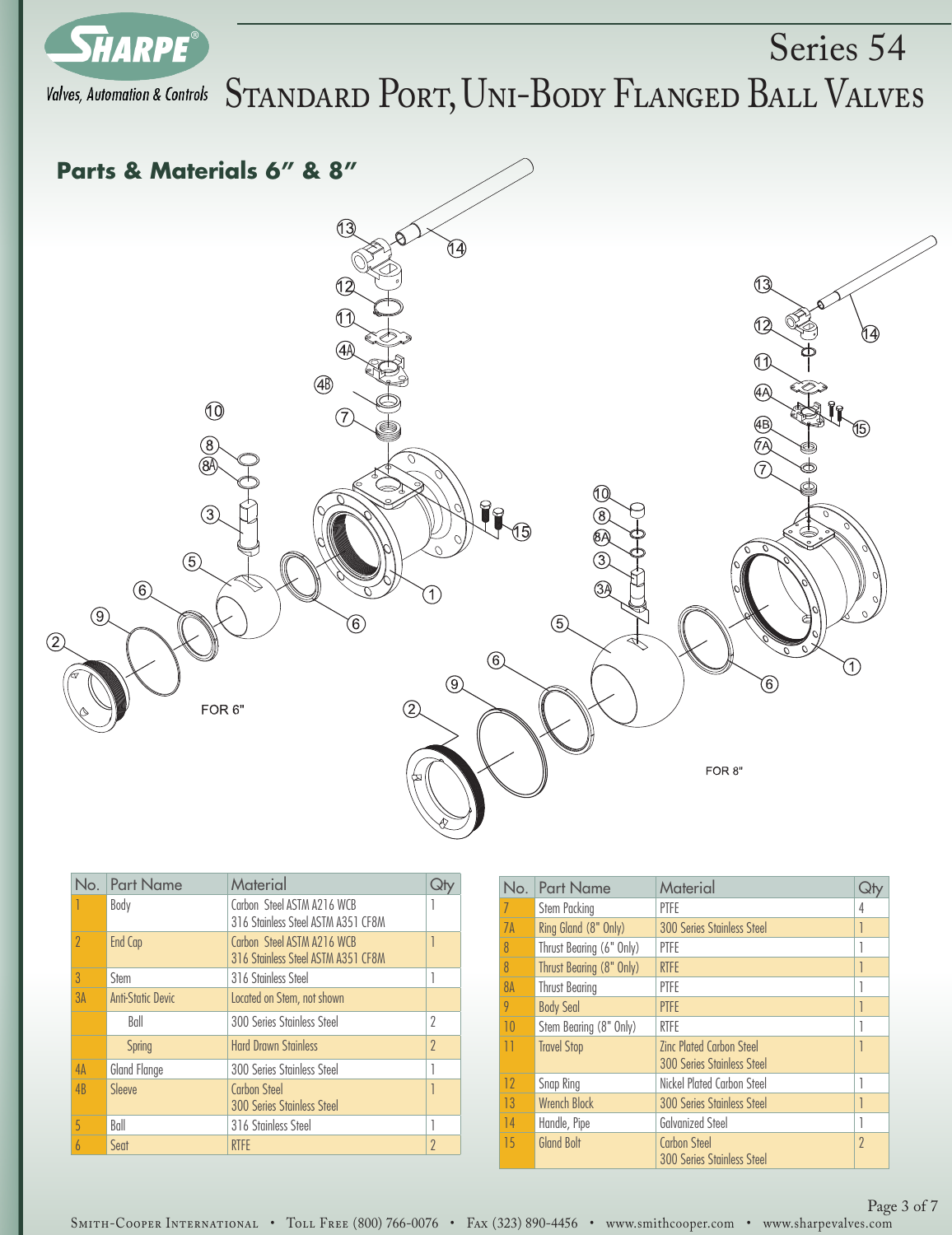# Series 54

## Standard Port, Uni-Body Flanged Ball Valves

### Parts & Materials 6" & 8"

FOR 6"

FOR 8"

| No. | Part Name | Material | Qty |
|---|---|---|---|
| 1 | Body | Carbon Steel ASTM A216 WCB<br>316 Stainless Steel ASTM A351 CF8M | 1 |
| 2 | End Cap | Carbon Steel ASTM A216 WCB<br>316 Stainless Steel ASTM A351 CF8M | 1 |
| 3 | Stem | 316 Stainless Steel | 1 |
| 3A | Anti-Static Devic | Located on Stem, not shown | |
| | Ball | 300 Series Stainless Steel | 2 |
| | Spring | Hard Drawn Stainless | 2 |
| 4A | Gland Flange | 300 Series Stainless Steel | 1 |
| 4B | Sleeve | Carbon Steel<br>300 Series Stainless Steel | 1 |
| 5 | Ball | 316 Stainless Steel | 1 |
| 6 | Seat | RTFE | 2 |

| No. | Part Name | Material | Qty |
|---|---|---|---|
| 7 | Stem Packing | PTFE | 4 |
| 7A | Ring Gland (8" Only) | 300 Series Stainless Steel | 1 |
| 8 | Thrust Bearing (6" Only) | PTFE | 1 |
| 8 | Thrust Bearing (8" Only) | RTFE | 1 |
| 8A | Thrust Bearing | PTFE | 1 |
| 9 | Body Seal | PTFE | 1 |
| 10 | Stem Bearing (8" Only) | RTFE | 1 |
| 11 | Travel Stop | Zinc Plated Carbon Steel<br>300 Series Stainless Steel | 1 |
| 12 | Snap Ring | Nickel Plated Carbon Steel | 1 |
| 13 | Wrench Block | 300 Series Stainless Steel | 1 |
| 14 | Handle, Pipe | Galvanized Steel | 1 |
| 15 | Gland Bolt | Carbon Steel<br>300 Series Stainless Steel | 2 |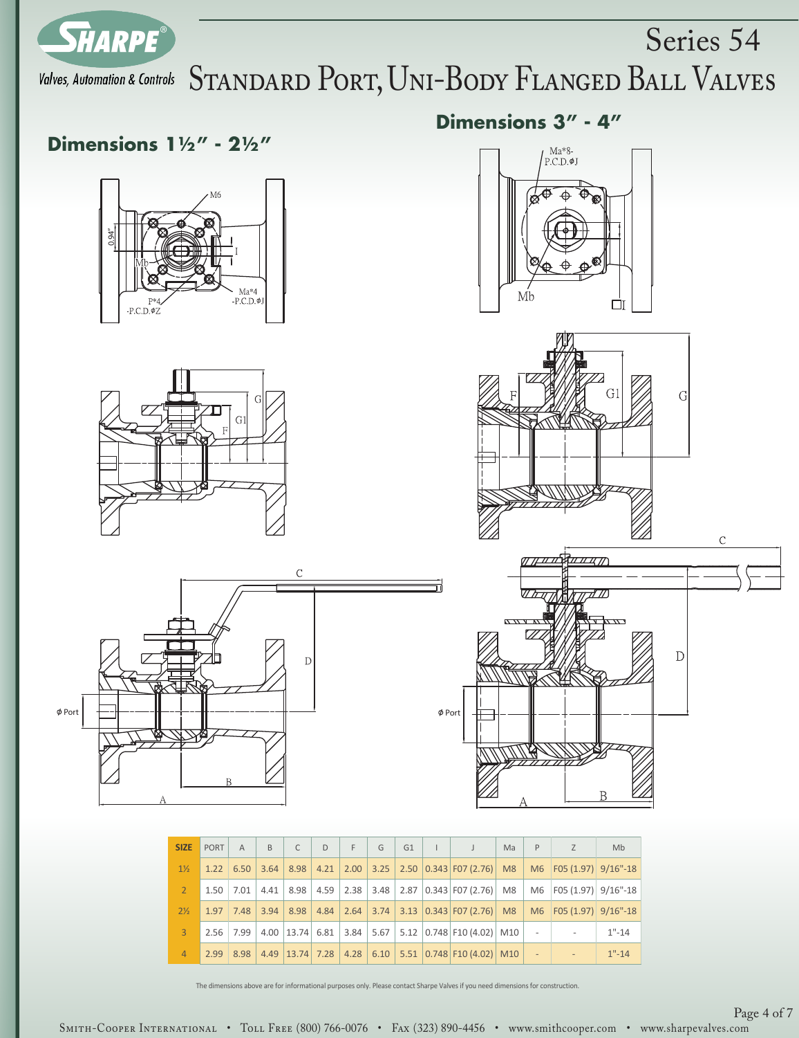# Series 54

## Standard Port, Uni-Body Flanged Ball Valves

### Dimensions 1½" - 2½"

### Dimensions 3" - 4"

| SIZE | PORT | A | B | C | D | F | G | G1 | I | J | Ma | P | Z | Mb |
|---|---|---|---|---|---|---|---|---|---|---|---|---|---|---|
| 1½ | 1.22 | 6.50 | 3.64 | 8.98 | 4.21 | 2.00 | 3.25 | 2.50 | 0.343 | F07 (2.76) | M8 | M6 | F05 (1.97) | 9/16"-18 |
| 2 | 1.50 | 7.01 | 4.41 | 8.98 | 4.59 | 2.38 | 3.48 | 2.87 | 0.343 | F07 (2.76) | M8 | M6 | F05 (1.97) | 9/16"-18 |
| 2½ | 1.97 | 7.48 | 3.94 | 8.98 | 4.84 | 2.64 | 3.74 | 3.13 | 0.343 | F07 (2.76) | M8 | M6 | F05 (1.97) | 9/16"-18 |
| 3 | 2.56 | 7.99 | 4.00 | 13.74 | 6.81 | 3.84 | 5.67 | 5.12 | 0.748 | F10 (4.02) | M10 | - | - | 1"-14 |
| 4 | 2.99 | 8.98 | 4.49 | 13.74 | 7.28 | 4.28 | 6.10 | 5.51 | 0.748 | F10 (4.02) | M10 | - | - | 1"-14 |

The dimensions above are for informational purposes only. Please contact Sharpe Valves if you need dimensions for construction.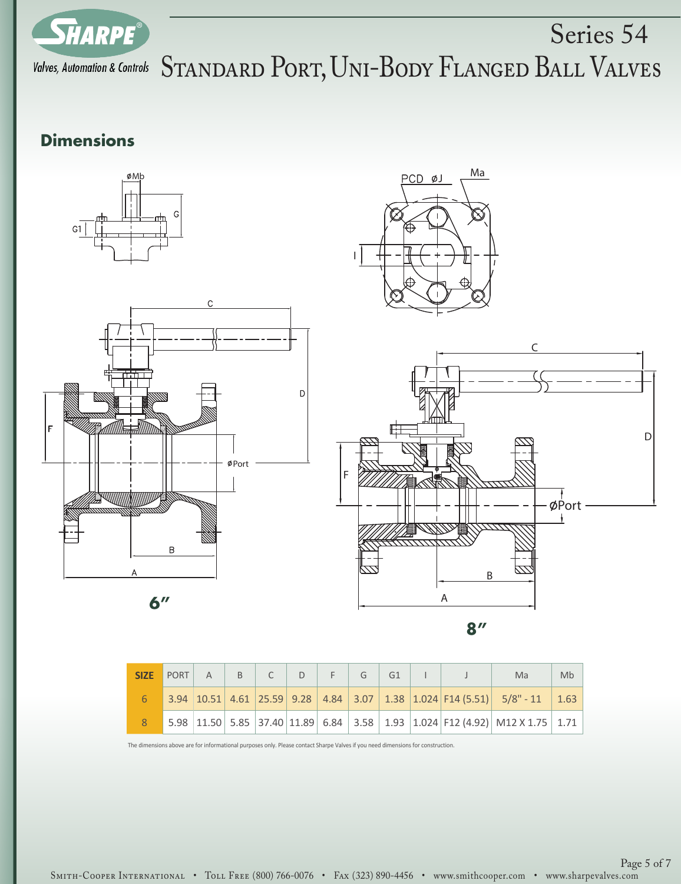# Series 54

# Standard Port, Uni-Body Flanged Ball Valves

## Dimensions

**6"**

**8"**

| SIZE | PORT | A | B | C | D | F | G | G1 | I | J | Ma | Mb |
|---|---|---|---|---|---|---|---|---|---|---|---|---|
| 6 | 3.94 | 10.51 | 4.61 | 25.59 | 9.28 | 4.84 | 3.07 | 1.38 | 1.024 | F14 (5.51) | 5/8" - 11 | 1.63 |
| 8 | 5.98 | 11.50 | 5.85 | 37.40 | 11.89 | 6.84 | 3.58 | 1.93 | 1.024 | F12 (4.92) | M12 X 1.75 | 1.71 |

The dimensions above are for informational purposes only. Please contact Sharpe Valves if you need dimensions for construction.

Smith-Cooper International • Toll Free (800) 766-0076 • Fax (323) 890-4456 • www.smithcooper.com • www.sharpevalves.com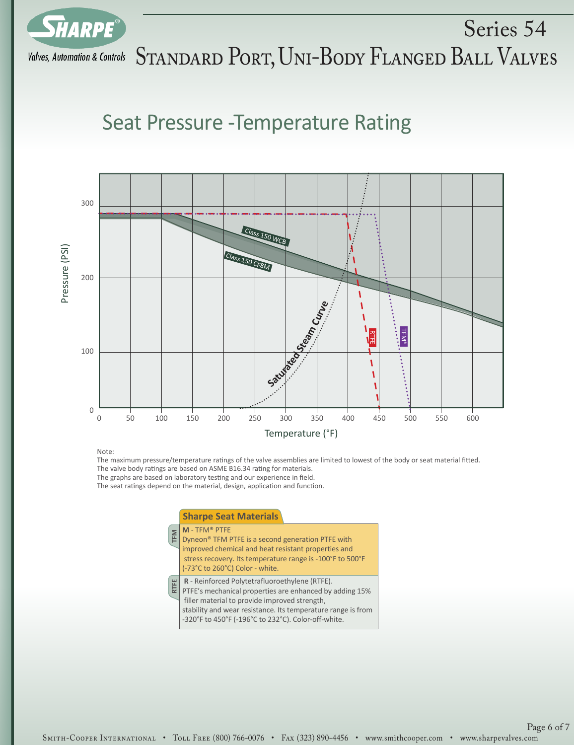# Series 54

# Standard Port, Uni-Body Flanged Ball Valves

## Seat Pressure -Temperature Rating

Note:
The maximum pressure/temperature ratings of the valve assemblies are limited to lowest of the body or seat material fitted.
The valve body ratings are based on ASME B16.34 rating for materials.
The graphs are based on laboratory testing and our experience in field.
The seat ratings depend on the material, design, application and function.

### Sharpe Seat Materials

**TFM**
**M** - TFM® PTFE
Dyneon® TFM PTFE is a second generation PTFE with improved chemical and heat resistant properties and stress recovery. Its temperature range is -100°F to 500°F (-73°C to 260°C) Color - white.

**RTFE**
**R** - Reinforced Polytetrafluoroethylene (RTFE).
PTFE's mechanical properties are enhanced by adding 15% filler material to provide improved strength, stability and wear resistance. Its temperature range is from -320°F to 450°F (-196°C to 232°C). Color-off-white.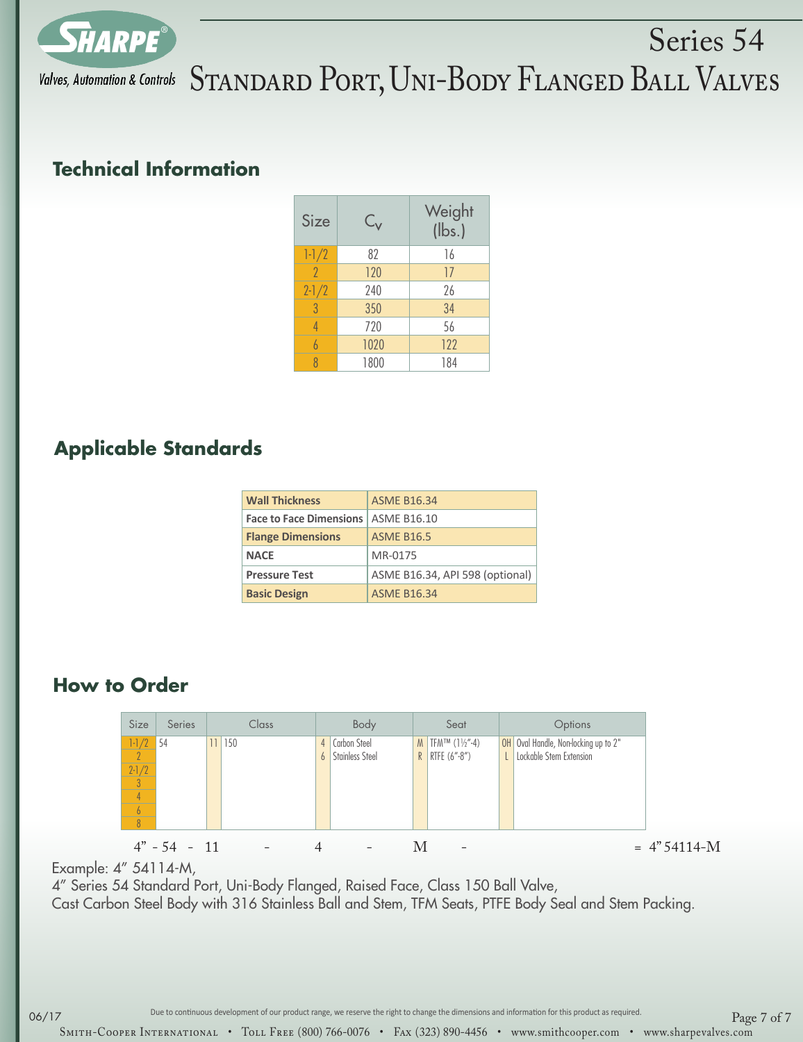# Series 54

# Standard Port, Uni-Body Flanged Ball Valves

## Technical Information

| Size | $C_v$ | Weight (lbs.) |
|---|---|---|
| 1-1/2 | 82 | 16 |
| 2 | 120 | 17 |
| 2-1/2 | 240 | 26 |
| 3 | 350 | 34 |
| 4 | 720 | 56 |
| 6 | 1020 | 122 |
| 8 | 1800 | 184 |

## Applicable Standards

| | |
|---|---|
| **Wall Thickness** | ASME B16.34 |
| **Face to Face Dimensions** | ASME B16.10 |
| **Flange Dimensions** | ASME B16.5 |
| **NACE** | MR-0175 |
| **Pressure Test** | ASME B16.34, API 598 (optional) |
| **Basic Design** | ASME B16.34 |

## How to Order

| Size | Series | Class | | Body | | Seat | | Options | |
|---|---|---|---|---|---|---|---|---|---|
| 1-1/2 | 54 | 11 | 150 | 4 | Carbon Steel | M | TFM™ (1½"-4) | OH | Oval Handle, Non-locking up to 2" |
| 2 | | | | 6 | Stainless Steel | R | RTFE (6"-8") | L | Lockable Stem Extension |
| 2-1/2 | | | | | | | | | |
| 3 | | | | | | | | | |
| 4 | | | | | | | | | |
| 6 | | | | | | | | | |
| 8 | | | | | | | | | |

4" - 54 - 11 - 4 - M - = 4" 54114-M

Example: 4" 54114-M,
4" Series 54 Standard Port, Uni-Body Flanged, Raised Face, Class 150 Ball Valve,
Cast Carbon Steel Body with 316 Stainless Ball and Stem, TFM Seats, PTFE Body Seal and Stem Packing.

06/17

Due to continuous development of our product range, we reserve the right to change the dimensions and information for this product as required.

Smith-Cooper International • Toll Free (800) 766-0076 • Fax (323) 890-4456 • www.smithcooper.com • www.sharpevalves.com